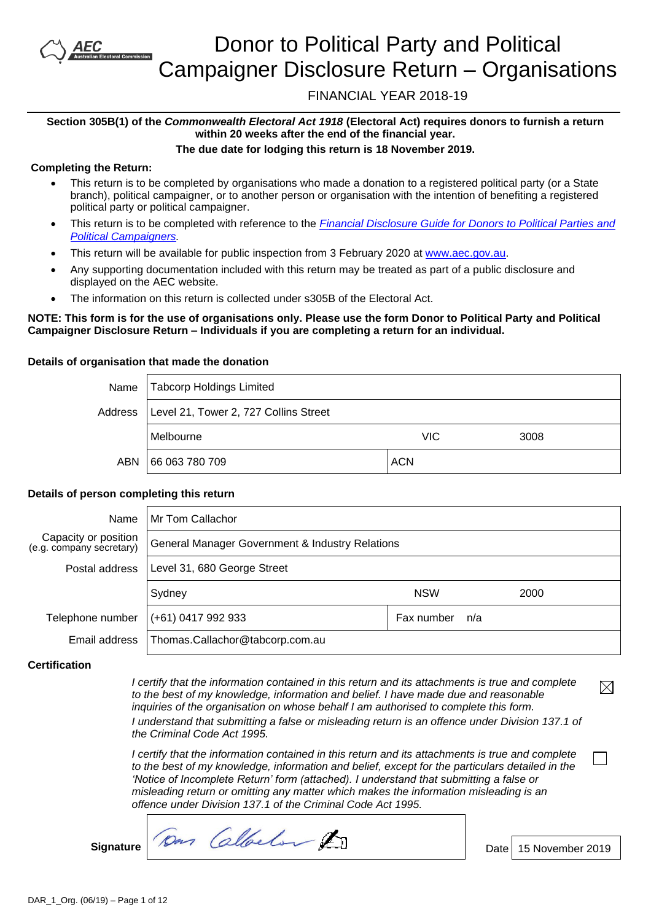AEC Australian Electoral Commission

# Donor to Political Party and Political Campaigner Disclosure Return – Organisations

FINANCIAL YEAR 2018-19

**Section 305B(1) of the *Commonwealth Electoral Act 1918* (Electoral Act) requires donors to furnish a return within 20 weeks after the end of the financial year.**

**The due date for lodging this return is 18 November 2019.**

**Completing the Return:**

- This return is to be completed by organisations who made a donation to a registered political party (or a State branch), political campaigner, or to another person or organisation with the intention of benefiting a registered political party or political campaigner.
- This return is to be completed with reference to the *Financial Disclosure Guide for Donors to Political Parties and Political Campaigners*.
- This return will be available for public inspection from 3 February 2020 at www.aec.gov.au.
- Any supporting documentation included with this return may be treated as part of a public disclosure and displayed on the AEC website.
- The information on this return is collected under s305B of the Electoral Act.

**NOTE: This form is for the use of organisations only. Please use the form Donor to Political Party and Political Campaigner Disclosure Return – Individuals if you are completing a return for an individual.**

**Details of organisation that made the donation**

| | | | |
|---|---|---|---|
| Name | Tabcorp Holdings Limited | | |
| Address | Level 21, Tower 2, 727 Collins Street | | |
| | Melbourne | VIC | 3008 |
| ABN | 66 063 780 709 | ACN | |

**Details of person completing this return**

| | | | |
|---|---|---|---|
| Name | Mr Tom Callachor | | |
| Capacity or position (e.g. company secretary) | General Manager Government & Industry Relations | | |
| Postal address | Level 31, 680 George Street | | |
| | Sydney | NSW | 2000 |
| Telephone number | (+61) 0417 992 933 | Fax number n/a | |
| Email address | Thomas.Callachor@tabcorp.com.au | | |

**Certification**

☒ *I certify that the information contained in this return and its attachments is true and complete to the best of my knowledge, information and belief. I have made due and reasonable inquiries of the organisation on whose behalf I am authorised to complete this form.*
*I understand that submitting a false or misleading return is an offence under Division 137.1 of the Criminal Code Act 1995.*

☐ *I certify that the information contained in this return and its attachments is true and complete to the best of my knowledge, information and belief, except for the particulars detailed in the 'Notice of Incomplete Return' form (attached). I understand that submitting a false or misleading return or omitting any matter which makes the information misleading is an offence under Division 137.1 of the Criminal Code Act 1995.*

**Signature** [signed] Date 15 November 2019

DAR_1_Org. (06/19)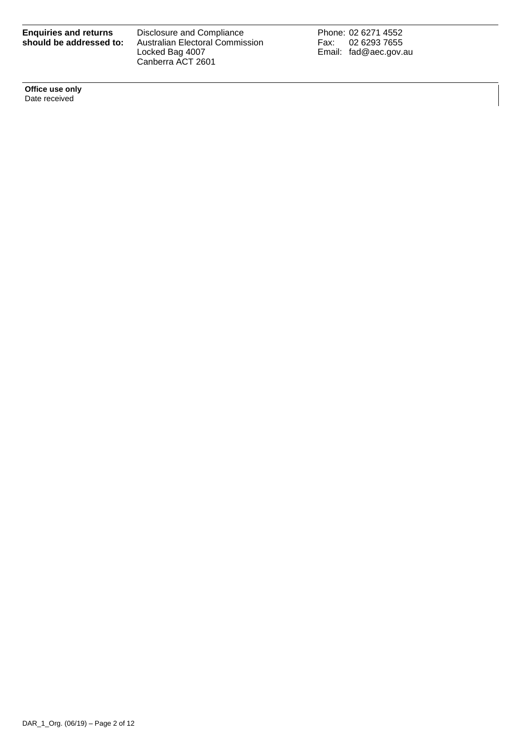| **Enquiries and returns should be addressed to:** | Disclosure and Compliance<br>Australian Electoral Commission<br>Locked Bag 4007<br>Canberra ACT 2601 | Phone: 02 6271 4552<br>Fax: 02 6293 7655<br>Email: fad@aec.gov.au |
|---|---|---|

**Office use only**

Date received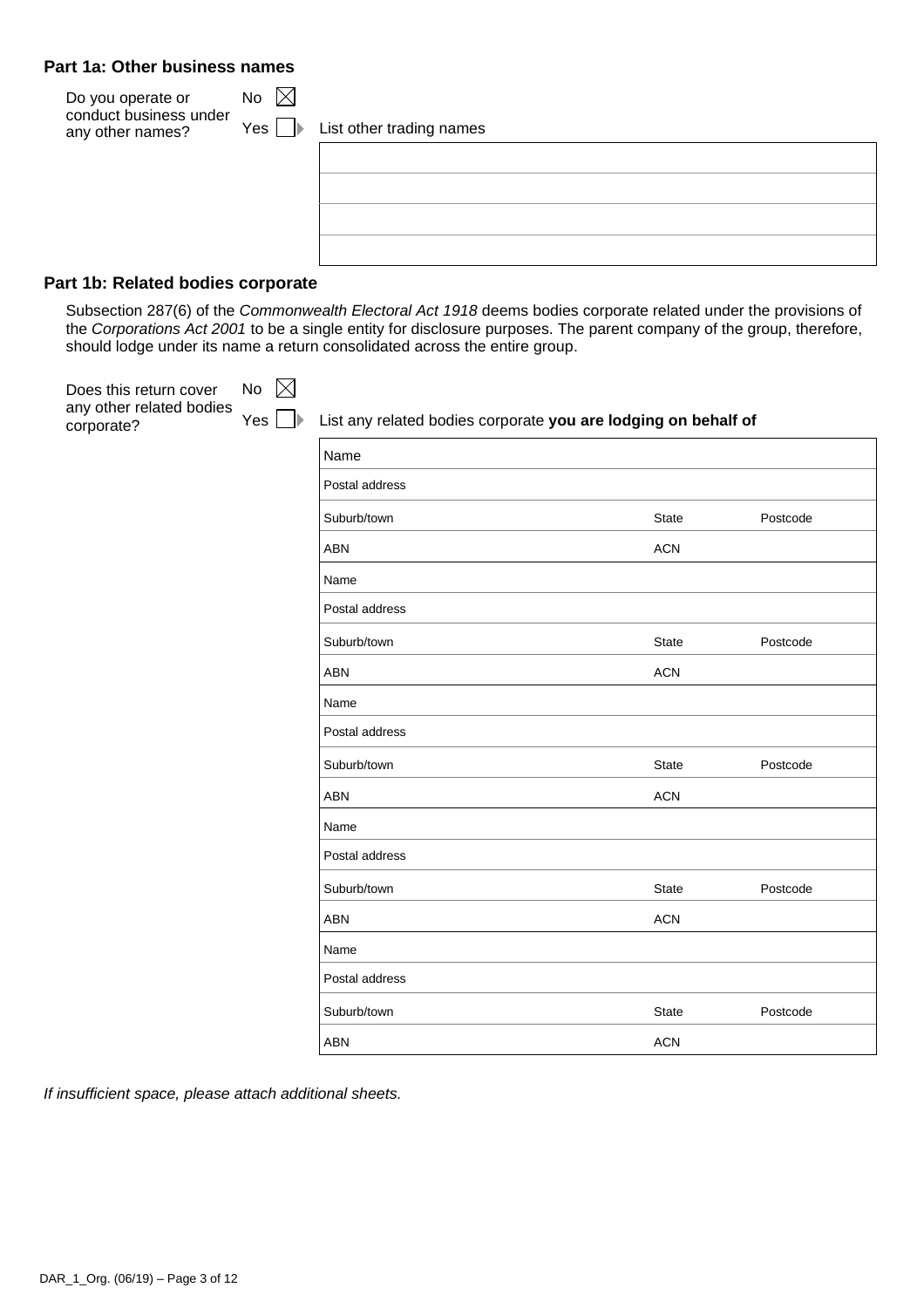## Part 1a: Other business names

Do you operate or conduct business under any other names?

No ☒

Yes ☐ ▸ List other trading names

| |
|---|
| |
| |
| |
| |

## Part 1b: Related bodies corporate

Subsection 287(6) of the *Commonwealth Electoral Act 1918* deems bodies corporate related under the provisions of the *Corporations Act 2001* to be a single entity for disclosure purposes. The parent company of the group, therefore, should lodge under its name a return consolidated across the entire group.

Does this return cover any other related bodies corporate?

No ☒

Yes ☐ ▸ List any related bodies corporate **you are lodging on behalf of**

| | | |
|---|---|---|
| Name | | |
| Postal address | | |
| Suburb/town | State | Postcode |
| ABN | ACN | |
| Name | | |
| Postal address | | |
| Suburb/town | State | Postcode |
| ABN | ACN | |
| Name | | |
| Postal address | | |
| Suburb/town | State | Postcode |
| ABN | ACN | |
| Name | | |
| Postal address | | |
| Suburb/town | State | Postcode |
| ABN | ACN | |
| Name | | |
| Postal address | | |
| Suburb/town | State | Postcode |
| ABN | ACN | |

*If insufficient space, please attach additional sheets.*

DAR_1_Org. (06/19)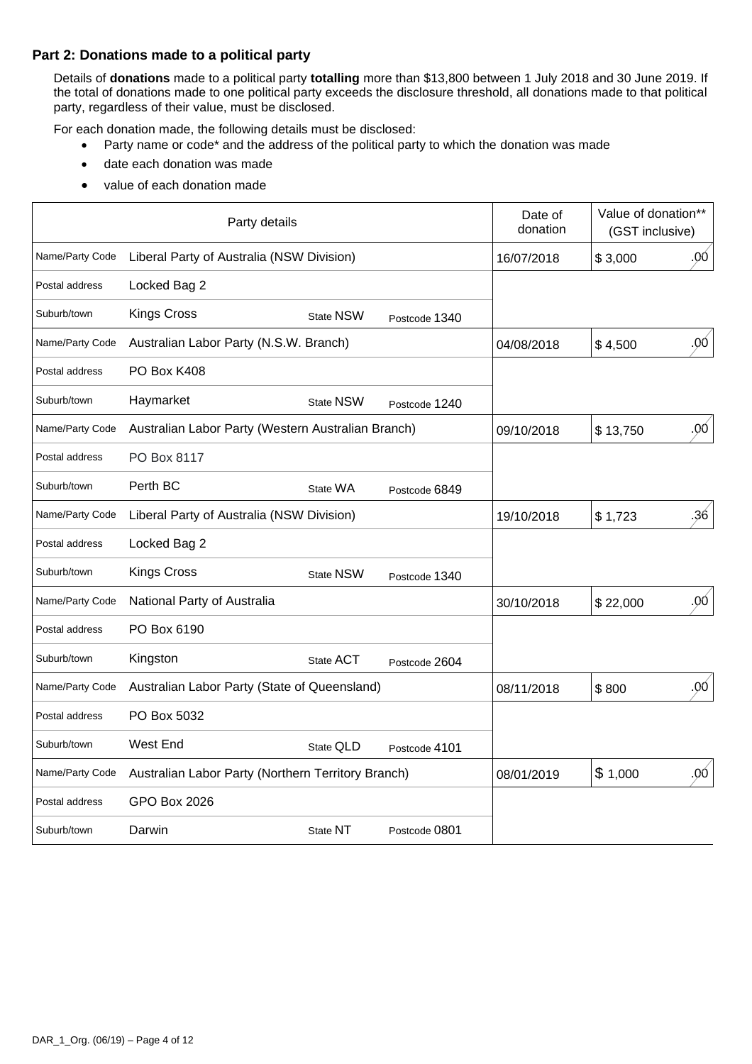## Part 2: Donations made to a political party

Details of **donations** made to a political party **totalling** more than $13,800 between 1 July 2018 and 30 June 2019. If the total of donations made to one political party exceeds the disclosure threshold, all donations made to that political party, regardless of their value, must be disclosed.

For each donation made, the following details must be disclosed:

- Party name or code* and the address of the political party to which the donation was made
- date each donation was made
- value of each donation made

| Party details | | | | Date of donation | Value of donation** (GST inclusive) |
|---|---|---|---|---|---|
| Name/Party Code | Liberal Party of Australia (NSW Division) | | | 16/07/2018 | $ 3,000 .00 |
| Postal address | Locked Bag 2 | | | | |
| Suburb/town | Kings Cross | State NSW | Postcode 1340 | | |
| Name/Party Code | Australian Labor Party (N.S.W. Branch) | | | 04/08/2018 | $ 4,500 .00 |
| Postal address | PO Box K408 | | | | |
| Suburb/town | Haymarket | State NSW | Postcode 1240 | | |
| Name/Party Code | Australian Labor Party (Western Australian Branch) | | | 09/10/2018 | $ 13,750 .00 |
| Postal address | PO Box 8117 | | | | |
| Suburb/town | Perth BC | State WA | Postcode 6849 | | |
| Name/Party Code | Liberal Party of Australia (NSW Division) | | | 19/10/2018 | $ 1,723 .36 |
| Postal address | Locked Bag 2 | | | | |
| Suburb/town | Kings Cross | State NSW | Postcode 1340 | | |
| Name/Party Code | National Party of Australia | | | 30/10/2018 | $ 22,000 .00 |
| Postal address | PO Box 6190 | | | | |
| Suburb/town | Kingston | State ACT | Postcode 2604 | | |
| Name/Party Code | Australian Labor Party (State of Queensland) | | | 08/11/2018 | $ 800 .00 |
| Postal address | PO Box 5032 | | | | |
| Suburb/town | West End | State QLD | Postcode 4101 | | |
| Name/Party Code | Australian Labor Party (Northern Territory Branch) | | | 08/01/2019 | $ 1,000 .00 |
| Postal address | GPO Box 2026 | | | | |
| Suburb/town | Darwin | State NT | Postcode 0801 | | |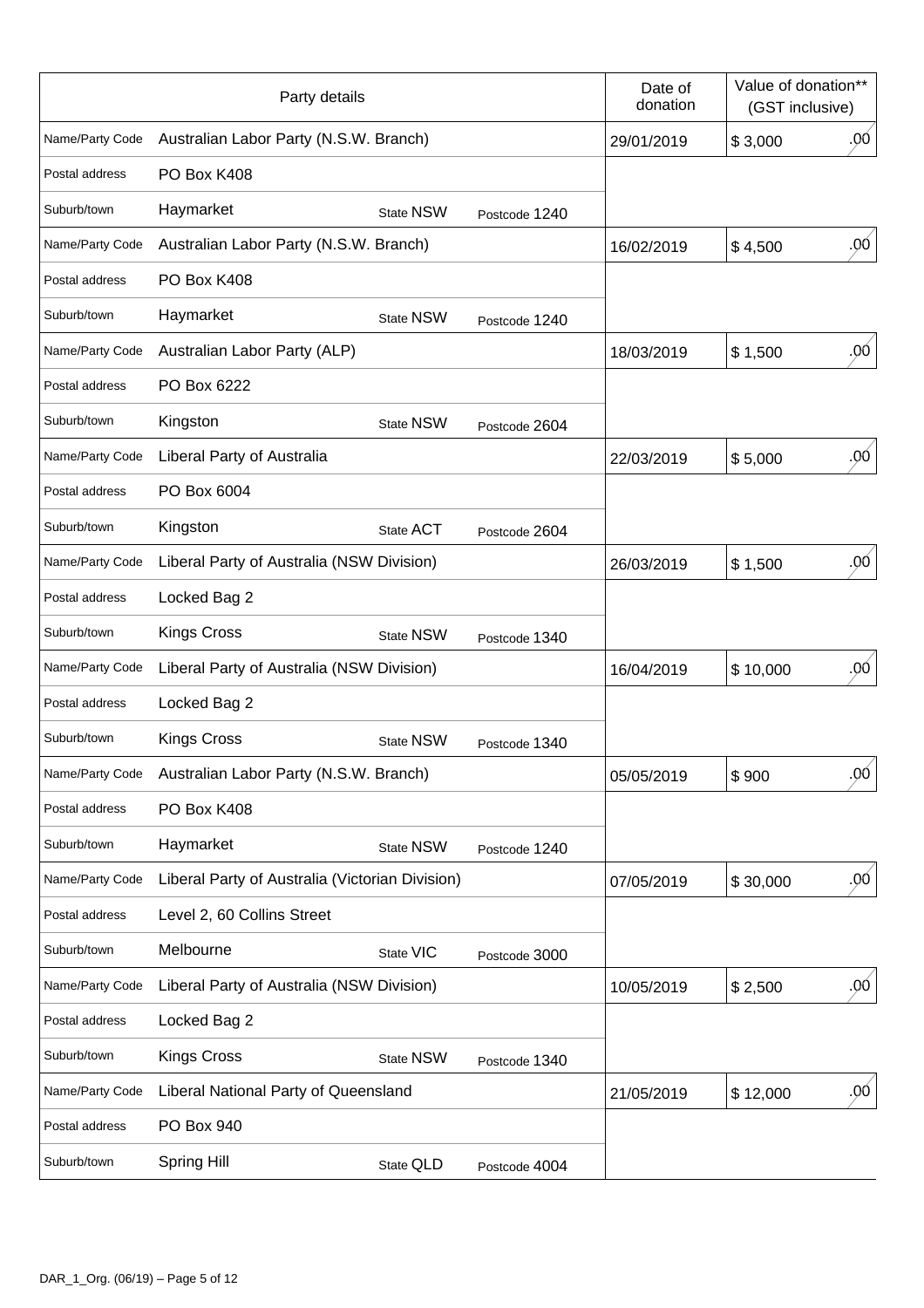| Party details | | | | Date of donation | Value of donation** (GST inclusive) |
| --- | --- | --- | --- | --- | --- |
| Name/Party Code | Australian Labor Party (N.S.W. Branch) | | | 29/01/2019 | $ 3,000 .00 |
| Postal address | PO Box K408 | | | | |
| Suburb/town | Haymarket | State NSW | Postcode 1240 | | |
| Name/Party Code | Australian Labor Party (N.S.W. Branch) | | | 16/02/2019 | $ 4,500 .00 |
| Postal address | PO Box K408 | | | | |
| Suburb/town | Haymarket | State NSW | Postcode 1240 | | |
| Name/Party Code | Australian Labor Party (ALP) | | | 18/03/2019 | $ 1,500 .00 |
| Postal address | PO Box 6222 | | | | |
| Suburb/town | Kingston | State NSW | Postcode 2604 | | |
| Name/Party Code | Liberal Party of Australia | | | 22/03/2019 | $ 5,000 .00 |
| Postal address | PO Box 6004 | | | | |
| Suburb/town | Kingston | State ACT | Postcode 2604 | | |
| Name/Party Code | Liberal Party of Australia (NSW Division) | | | 26/03/2019 | $ 1,500 .00 |
| Postal address | Locked Bag 2 | | | | |
| Suburb/town | Kings Cross | State NSW | Postcode 1340 | | |
| Name/Party Code | Liberal Party of Australia (NSW Division) | | | 16/04/2019 | $ 10,000 .00 |
| Postal address | Locked Bag 2 | | | | |
| Suburb/town | Kings Cross | State NSW | Postcode 1340 | | |
| Name/Party Code | Australian Labor Party (N.S.W. Branch) | | | 05/05/2019 | $ 900 .00 |
| Postal address | PO Box K408 | | | | |
| Suburb/town | Haymarket | State NSW | Postcode 1240 | | |
| Name/Party Code | Liberal Party of Australia (Victorian Division) | | | 07/05/2019 | $ 30,000 .00 |
| Postal address | Level 2, 60 Collins Street | | | | |
| Suburb/town | Melbourne | State VIC | Postcode 3000 | | |
| Name/Party Code | Liberal Party of Australia (NSW Division) | | | 10/05/2019 | $ 2,500 .00 |
| Postal address | Locked Bag 2 | | | | |
| Suburb/town | Kings Cross | State NSW | Postcode 1340 | | |
| Name/Party Code | Liberal National Party of Queensland | | | 21/05/2019 | $ 12,000 .00 |
| Postal address | PO Box 940 | | | | |
| Suburb/town | Spring Hill | State QLD | Postcode 4004 | | |

DAR_1_Org. (06/19)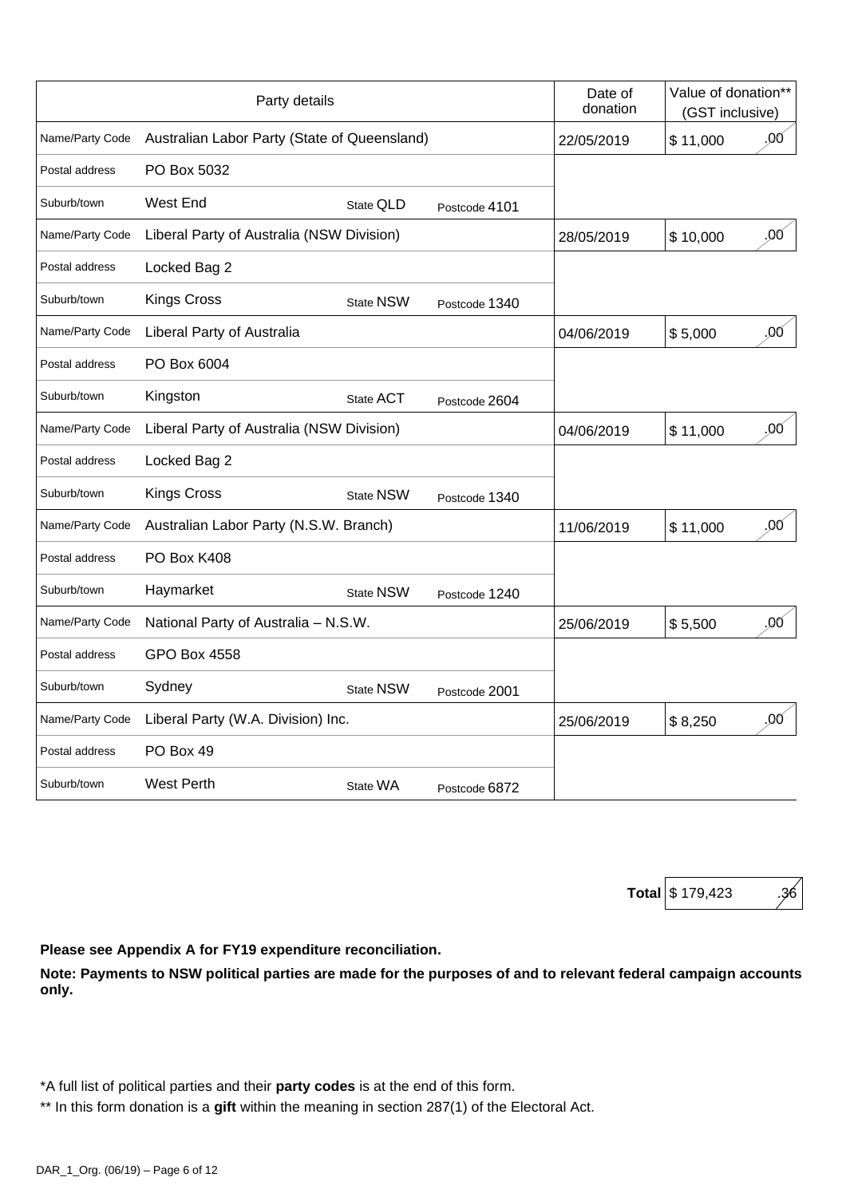| Party details | | | | Date of donation | Value of donation** (GST inclusive) |
|---|---|---|---|---|---|
| Name/Party Code | Australian Labor Party (State of Queensland) | | | 22/05/2019 | $ 11,000 .00 |
| Postal address | PO Box 5032 | | | | |
| Suburb/town | West End | State QLD | Postcode 4101 | | |
| Name/Party Code | Liberal Party of Australia (NSW Division) | | | 28/05/2019 | $ 10,000 .00 |
| Postal address | Locked Bag 2 | | | | |
| Suburb/town | Kings Cross | State NSW | Postcode 1340 | | |
| Name/Party Code | Liberal Party of Australia | | | 04/06/2019 | $ 5,000 .00 |
| Postal address | PO Box 6004 | | | | |
| Suburb/town | Kingston | State ACT | Postcode 2604 | | |
| Name/Party Code | Liberal Party of Australia (NSW Division) | | | 04/06/2019 | $ 11,000 .00 |
| Postal address | Locked Bag 2 | | | | |
| Suburb/town | Kings Cross | State NSW | Postcode 1340 | | |
| Name/Party Code | Australian Labor Party (N.S.W. Branch) | | | 11/06/2019 | $ 11,000 .00 |
| Postal address | PO Box K408 | | | | |
| Suburb/town | Haymarket | State NSW | Postcode 1240 | | |
| Name/Party Code | National Party of Australia – N.S.W. | | | 25/06/2019 | $ 5,500 .00 |
| Postal address | GPO Box 4558 | | | | |
| Suburb/town | Sydney | State NSW | Postcode 2001 | | |
| Name/Party Code | Liberal Party (W.A. Division) Inc. | | | 25/06/2019 | $ 8,250 .00 |
| Postal address | PO Box 49 | | | | |
| Suburb/town | West Perth | State WA | Postcode 6872 | | |

**Total** $ 179,423 .36

**Please see Appendix A for FY19 expenditure reconciliation.**

**Note: Payments to NSW political parties are made for the purposes of and to relevant federal campaign accounts only.**

*A full list of political parties and their **party codes** is at the end of this form.

** In this form donation is a **gift** within the meaning in section 287(1) of the Electoral Act.

DAR_1_Org. (06/19)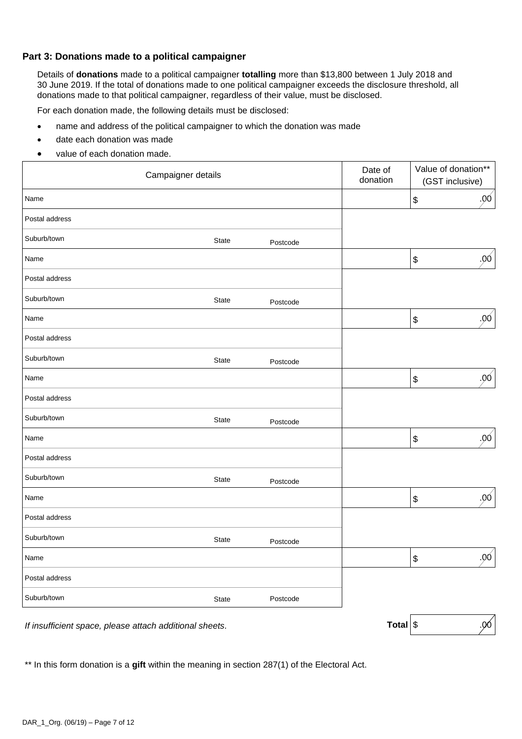## Part 3: Donations made to a political campaigner

Details of **donations** made to a political campaigner **totalling** more than $13,800 between 1 July 2018 and 30 June 2019. If the total of donations made to one political campaigner exceeds the disclosure threshold, all donations made to that political campaigner, regardless of their value, must be disclosed.

For each donation made, the following details must be disclosed:

- name and address of the political campaigner to which the donation was made
- date each donation was made
- value of each donation made.

| Campaigner details | | | Date of donation | Value of donation** (GST inclusive) |
|---|---|---|---|---|
| Name | | | | $ .00 |
| Postal address | | | | |
| Suburb/town | State | Postcode | | |
| Name | | | | $ .00 |
| Postal address | | | | |
| Suburb/town | State | Postcode | | |
| Name | | | | $ .00 |
| Postal address | | | | |
| Suburb/town | State | Postcode | | |
| Name | | | | $ .00 |
| Postal address | | | | |
| Suburb/town | State | Postcode | | |
| Name | | | | $ .00 |
| Postal address | | | | |
| Suburb/town | State | Postcode | | |
| Name | | | | $ .00 |
| Postal address | | | | |
| Suburb/town | State | Postcode | | |
| Name | | | | $ .00 |
| Postal address | | | | |
| Suburb/town | State | Postcode | | |

*If insufficient space, please attach additional sheets.*

**Total** $ .00

** In this form donation is a **gift** within the meaning in section 287(1) of the Electoral Act.

DAR_1_Org. (06/19)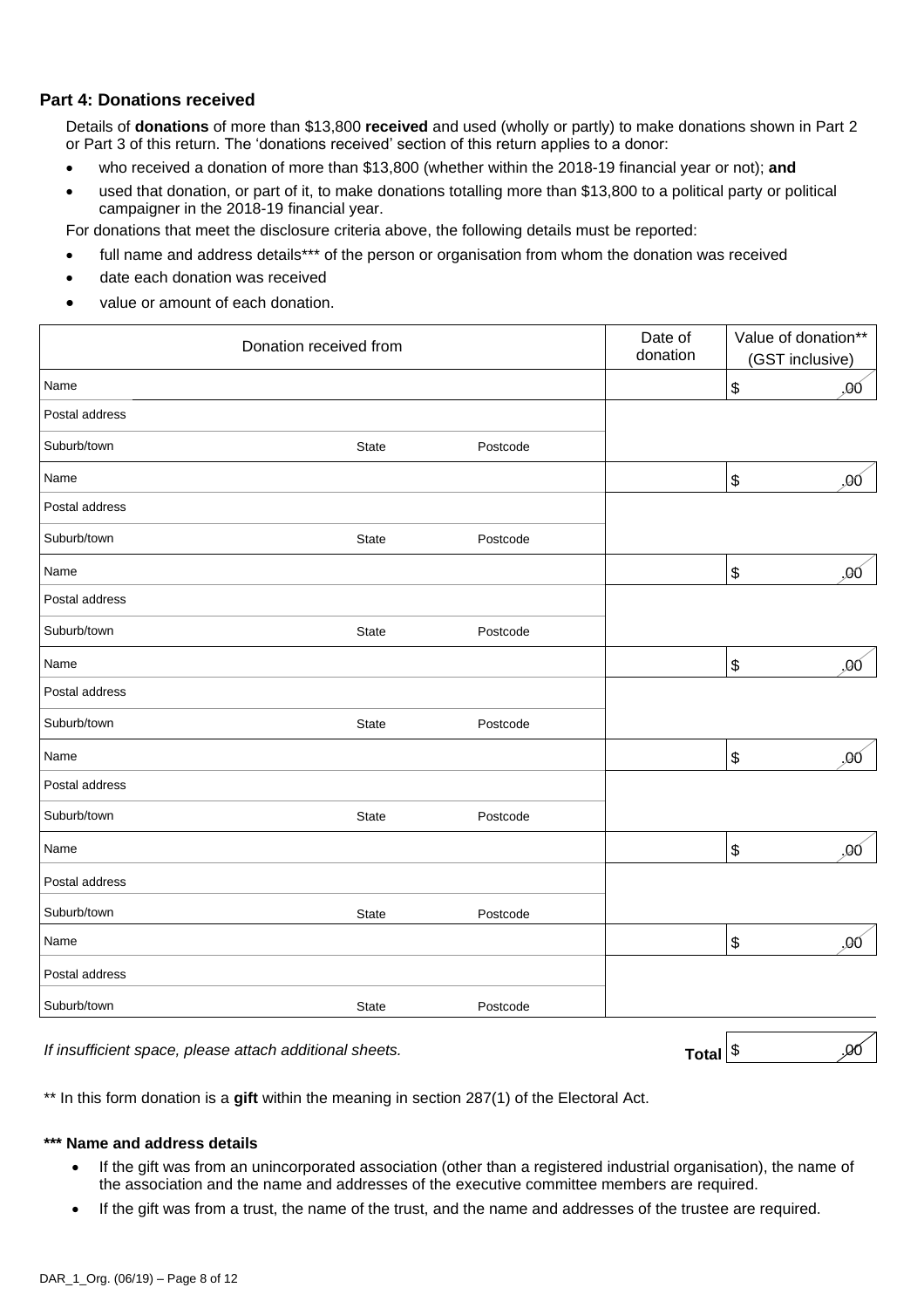## Part 4: Donations received

Details of **donations** of more than $13,800 **received** and used (wholly or partly) to make donations shown in Part 2 or Part 3 of this return. The 'donations received' section of this return applies to a donor:

- who received a donation of more than $13,800 (whether within the 2018-19 financial year or not); **and**
- used that donation, or part of it, to make donations totalling more than $13,800 to a political party or political campaigner in the 2018-19 financial year.

For donations that meet the disclosure criteria above, the following details must be reported:

- full name and address details*** of the person or organisation from whom the donation was received
- date each donation was received
- value or amount of each donation.

| Donation received from | | | Date of donation | Value of donation** (GST inclusive) |
|---|---|---|---|---|
| Name | | | | $ .00 |
| Postal address | | | | |
| Suburb/town | State | Postcode | | |
| Name | | | | $ .00 |
| Postal address | | | | |
| Suburb/town | State | Postcode | | |
| Name | | | | $ .00 |
| Postal address | | | | |
| Suburb/town | State | Postcode | | |
| Name | | | | $ .00 |
| Postal address | | | | |
| Suburb/town | State | Postcode | | |
| Name | | | | $ .00 |
| Postal address | | | | |
| Suburb/town | State | Postcode | | |
| Name | | | | $ .00 |
| Postal address | | | | |
| Suburb/town | State | Postcode | | |
| Name | | | | $ .00 |
| Postal address | | | | |
| Suburb/town | State | Postcode | | |

*If insufficient space, please attach additional sheets.*

**Total** $ .00

** In this form donation is a **gift** within the meaning in section 287(1) of the Electoral Act.

**\*\*\* Name and address details**

- If the gift was from an unincorporated association (other than a registered industrial organisation), the name of the association and the name and addresses of the executive committee members are required.
- If the gift was from a trust, the name of the trust, and the name and addresses of the trustee are required.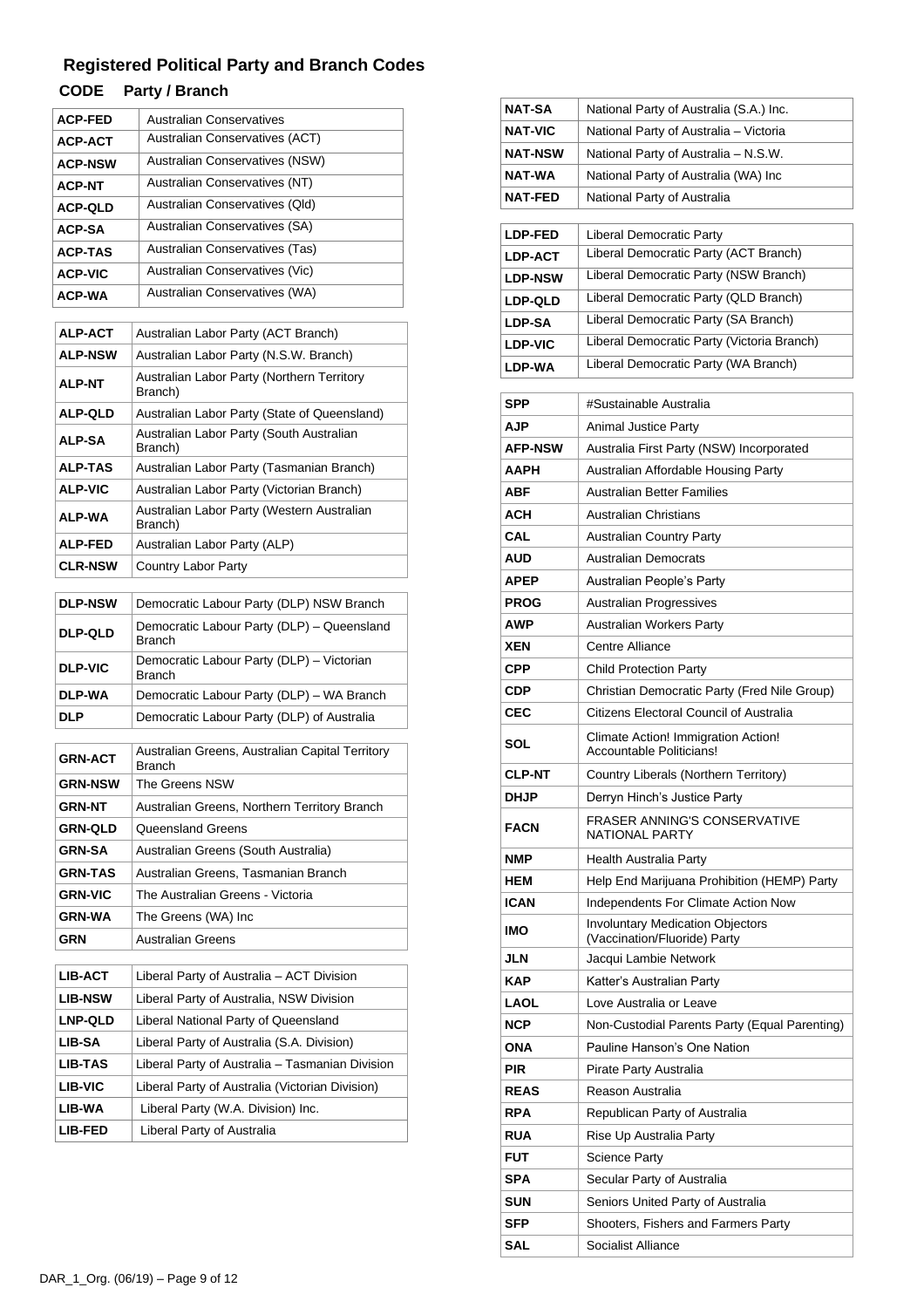## Registered Political Party and Branch Codes

| CODE | Party / Branch |
|---|---|
| ACP-FED | Australian Conservatives |
| ACP-ACT | Australian Conservatives (ACT) |
| ACP-NSW | Australian Conservatives (NSW) |
| ACP-NT | Australian Conservatives (NT) |
| ACP-QLD | Australian Conservatives (Qld) |
| ACP-SA | Australian Conservatives (SA) |
| ACP-TAS | Australian Conservatives (Tas) |
| ACP-VIC | Australian Conservatives (Vic) |
| ACP-WA | Australian Conservatives (WA) |

| CODE | Party / Branch |
|---|---|
| ALP-ACT | Australian Labor Party (ACT Branch) |
| ALP-NSW | Australian Labor Party (N.S.W. Branch) |
| ALP-NT | Australian Labor Party (Northern Territory Branch) |
| ALP-QLD | Australian Labor Party (State of Queensland) |
| ALP-SA | Australian Labor Party (South Australian Branch) |
| ALP-TAS | Australian Labor Party (Tasmanian Branch) |
| ALP-VIC | Australian Labor Party (Victorian Branch) |
| ALP-WA | Australian Labor Party (Western Australian Branch) |
| ALP-FED | Australian Labor Party (ALP) |
| CLR-NSW | Country Labor Party |

| CODE | Party / Branch |
|---|---|
| DLP-NSW | Democratic Labour Party (DLP) NSW Branch |
| DLP-QLD | Democratic Labour Party (DLP) – Queensland Branch |
| DLP-VIC | Democratic Labour Party (DLP) – Victorian Branch |
| DLP-WA | Democratic Labour Party (DLP) – WA Branch |
| DLP | Democratic Labour Party (DLP) of Australia |

| CODE | Party / Branch |
|---|---|
| GRN-ACT | Australian Greens, Australian Capital Territory Branch |
| GRN-NSW | The Greens NSW |
| GRN-NT | Australian Greens, Northern Territory Branch |
| GRN-QLD | Queensland Greens |
| GRN-SA | Australian Greens (South Australia) |
| GRN-TAS | Australian Greens, Tasmanian Branch |
| GRN-VIC | The Australian Greens - Victoria |
| GRN-WA | The Greens (WA) Inc |
| GRN | Australian Greens |

| CODE | Party / Branch |
|---|---|
| LIB-ACT | Liberal Party of Australia – ACT Division |
| LIB-NSW | Liberal Party of Australia, NSW Division |
| LNP-QLD | Liberal National Party of Queensland |
| LIB-SA | Liberal Party of Australia (S.A. Division) |
| LIB-TAS | Liberal Party of Australia – Tasmanian Division |
| LIB-VIC | Liberal Party of Australia (Victorian Division) |
| LIB-WA | Liberal Party (W.A. Division) Inc. |
| LIB-FED | Liberal Party of Australia |

| CODE | Party / Branch |
|---|---|
| NAT-SA | National Party of Australia (S.A.) Inc. |
| NAT-VIC | National Party of Australia – Victoria |
| NAT-NSW | National Party of Australia – N.S.W. |
| NAT-WA | National Party of Australia (WA) Inc |
| NAT-FED | National Party of Australia |

| CODE | Party / Branch |
|---|---|
| LDP-FED | Liberal Democratic Party |
| LDP-ACT | Liberal Democratic Party (ACT Branch) |
| LDP-NSW | Liberal Democratic Party (NSW Branch) |
| LDP-QLD | Liberal Democratic Party (QLD Branch) |
| LDP-SA | Liberal Democratic Party (SA Branch) |
| LDP-VIC | Liberal Democratic Party (Victoria Branch) |
| LDP-WA | Liberal Democratic Party (WA Branch) |

| CODE | Party / Branch |
|---|---|
| SPP | #Sustainable Australia |
| AJP | Animal Justice Party |
| AFP-NSW | Australia First Party (NSW) Incorporated |
| AAPH | Australian Affordable Housing Party |
| ABF | Australian Better Families |
| ACH | Australian Christians |
| CAL | Australian Country Party |
| AUD | Australian Democrats |
| APEP | Australian People's Party |
| PROG | Australian Progressives |
| AWP | Australian Workers Party |
| XEN | Centre Alliance |
| CPP | Child Protection Party |
| CDP | Christian Democratic Party (Fred Nile Group) |
| CEC | Citizens Electoral Council of Australia |
| SOL | Climate Action! Immigration Action! Accountable Politicians! |
| CLP-NT | Country Liberals (Northern Territory) |
| DHJP | Derryn Hinch's Justice Party |
| FACN | FRASER ANNING'S CONSERVATIVE NATIONAL PARTY |
| NMP | Health Australia Party |
| HEM | Help End Marijuana Prohibition (HEMP) Party |
| ICAN | Independents For Climate Action Now |
| IMO | Involuntary Medication Objectors (Vaccination/Fluoride) Party |
| JLN | Jacqui Lambie Network |
| KAP | Katter's Australian Party |
| LAOL | Love Australia or Leave |
| NCP | Non-Custodial Parents Party (Equal Parenting) |
| ONA | Pauline Hanson's One Nation |
| PIR | Pirate Party Australia |
| REAS | Reason Australia |
| RPA | Republican Party of Australia |
| RUA | Rise Up Australia Party |
| FUT | Science Party |
| SPA | Secular Party of Australia |
| SUN | Seniors United Party of Australia |
| SFP | Shooters, Fishers and Farmers Party |
| SAL | Socialist Alliance |

DAR_1_Org. (06/19)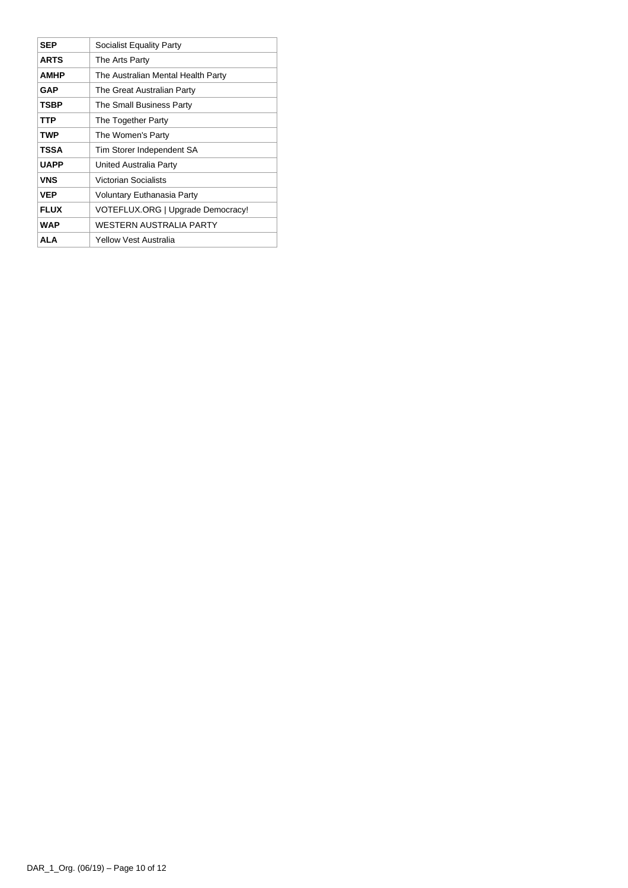| **SEP** | Socialist Equality Party |
|---|---|
| **ARTS** | The Arts Party |
| **AMHP** | The Australian Mental Health Party |
| **GAP** | The Great Australian Party |
| **TSBP** | The Small Business Party |
| **TTP** | The Together Party |
| **TWP** | The Women's Party |
| **TSSA** | Tim Storer Independent SA |
| **UAPP** | United Australia Party |
| **VNS** | Victorian Socialists |
| **VEP** | Voluntary Euthanasia Party |
| **FLUX** | VOTEFLUX.ORG \| Upgrade Democracy! |
| **WAP** | WESTERN AUSTRALIA PARTY |
| **ALA** | Yellow Vest Australia |

DAR_1_Org. (06/19)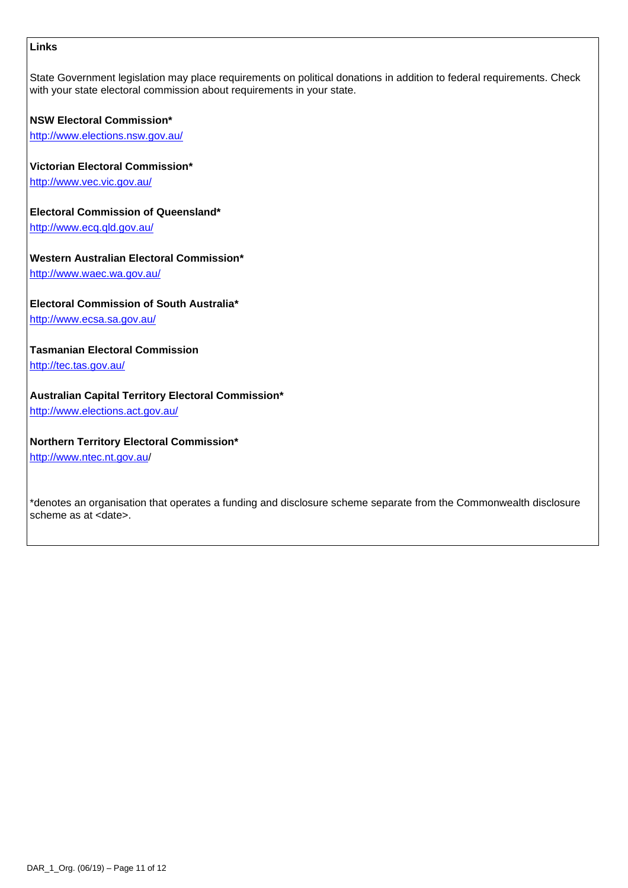**Links**

State Government legislation may place requirements on political donations in addition to federal requirements. Check with your state electoral commission about requirements in your state.

**NSW Electoral Commission***
http://www.elections.nsw.gov.au/

**Victorian Electoral Commission***
http://www.vec.vic.gov.au/

**Electoral Commission of Queensland***
http://www.ecq.qld.gov.au/

**Western Australian Electoral Commission***
http://www.waec.wa.gov.au/

**Electoral Commission of South Australia***
http://www.ecsa.sa.gov.au/

**Tasmanian Electoral Commission**
http://tec.tas.gov.au/

**Australian Capital Territory Electoral Commission***
http://www.elections.act.gov.au/

**Northern Territory Electoral Commission***
http://www.ntec.nt.gov.au/

*denotes an organisation that operates a funding and disclosure scheme separate from the Commonwealth disclosure scheme as at <date>.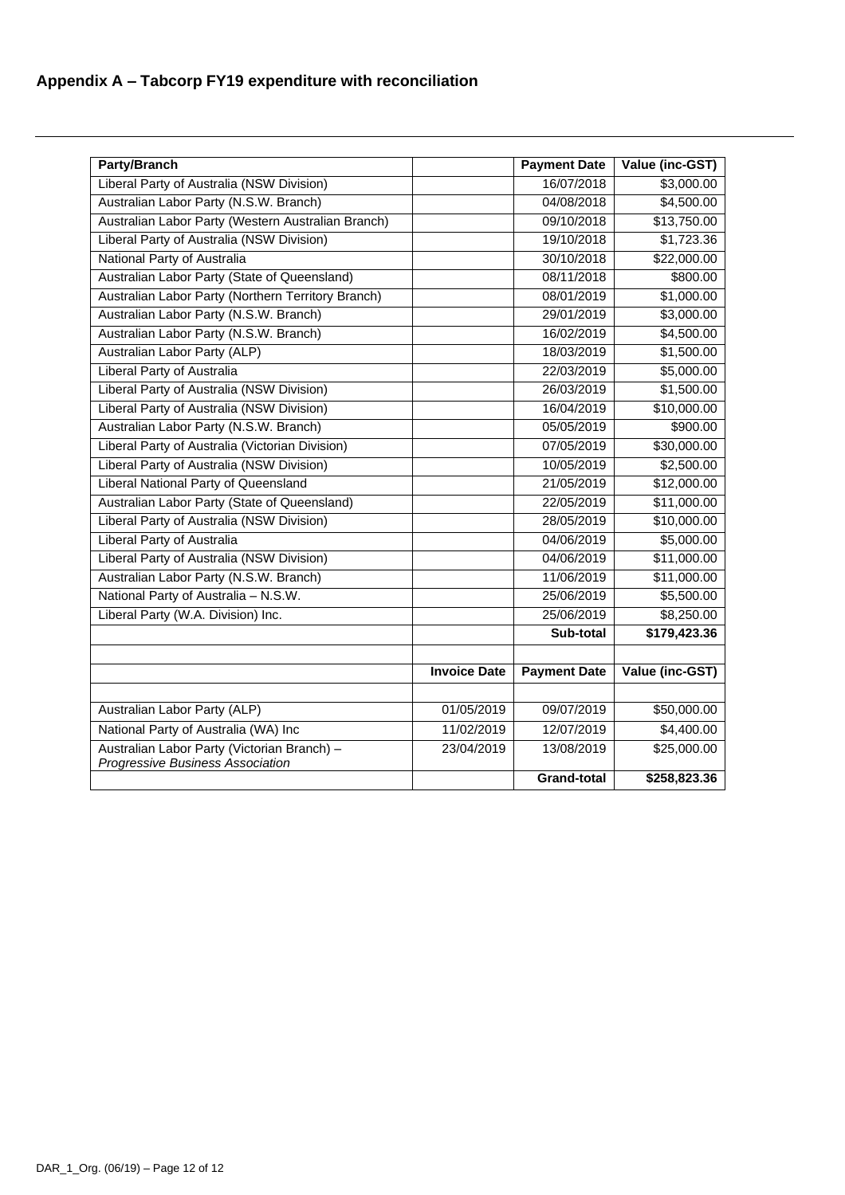## Appendix A – Tabcorp FY19 expenditure with reconciliation

| Party/Branch | | Payment Date | Value (inc-GST) |
|---|---|---|---|
| Liberal Party of Australia (NSW Division) | | 16/07/2018 | $3,000.00 |
| Australian Labor Party (N.S.W. Branch) | | 04/08/2018 | $4,500.00 |
| Australian Labor Party (Western Australian Branch) | | 09/10/2018 | $13,750.00 |
| Liberal Party of Australia (NSW Division) | | 19/10/2018 | $1,723.36 |
| National Party of Australia | | 30/10/2018 | $22,000.00 |
| Australian Labor Party (State of Queensland) | | 08/11/2018 | $800.00 |
| Australian Labor Party (Northern Territory Branch) | | 08/01/2019 | $1,000.00 |
| Australian Labor Party (N.S.W. Branch) | | 29/01/2019 | $3,000.00 |
| Australian Labor Party (N.S.W. Branch) | | 16/02/2019 | $4,500.00 |
| Australian Labor Party (ALP) | | 18/03/2019 | $1,500.00 |
| Liberal Party of Australia | | 22/03/2019 | $5,000.00 |
| Liberal Party of Australia (NSW Division) | | 26/03/2019 | $1,500.00 |
| Liberal Party of Australia (NSW Division) | | 16/04/2019 | $10,000.00 |
| Australian Labor Party (N.S.W. Branch) | | 05/05/2019 | $900.00 |
| Liberal Party of Australia (Victorian Division) | | 07/05/2019 | $30,000.00 |
| Liberal Party of Australia (NSW Division) | | 10/05/2019 | $2,500.00 |
| Liberal National Party of Queensland | | 21/05/2019 | $12,000.00 |
| Australian Labor Party (State of Queensland) | | 22/05/2019 | $11,000.00 |
| Liberal Party of Australia (NSW Division) | | 28/05/2019 | $10,000.00 |
| Liberal Party of Australia | | 04/06/2019 | $5,000.00 |
| Liberal Party of Australia (NSW Division) | | 04/06/2019 | $11,000.00 |
| Australian Labor Party (N.S.W. Branch) | | 11/06/2019 | $11,000.00 |
| National Party of Australia – N.S.W. | | 25/06/2019 | $5,500.00 |
| Liberal Party (W.A. Division) Inc. | | 25/06/2019 | $8,250.00 |
| | | **Sub-total** | **$179,423.36** |
| | | | |
| | **Invoice Date** | **Payment Date** | **Value (inc-GST)** |
| | | | |
| Australian Labor Party (ALP) | 01/05/2019 | 09/07/2019 | $50,000.00 |
| National Party of Australia (WA) Inc | 11/02/2019 | 12/07/2019 | $4,400.00 |
| Australian Labor Party (Victorian Branch) – *Progressive Business Association* | 23/04/2019 | 13/08/2019 | $25,000.00 |
| | | **Grand-total** | **$258,823.36** |